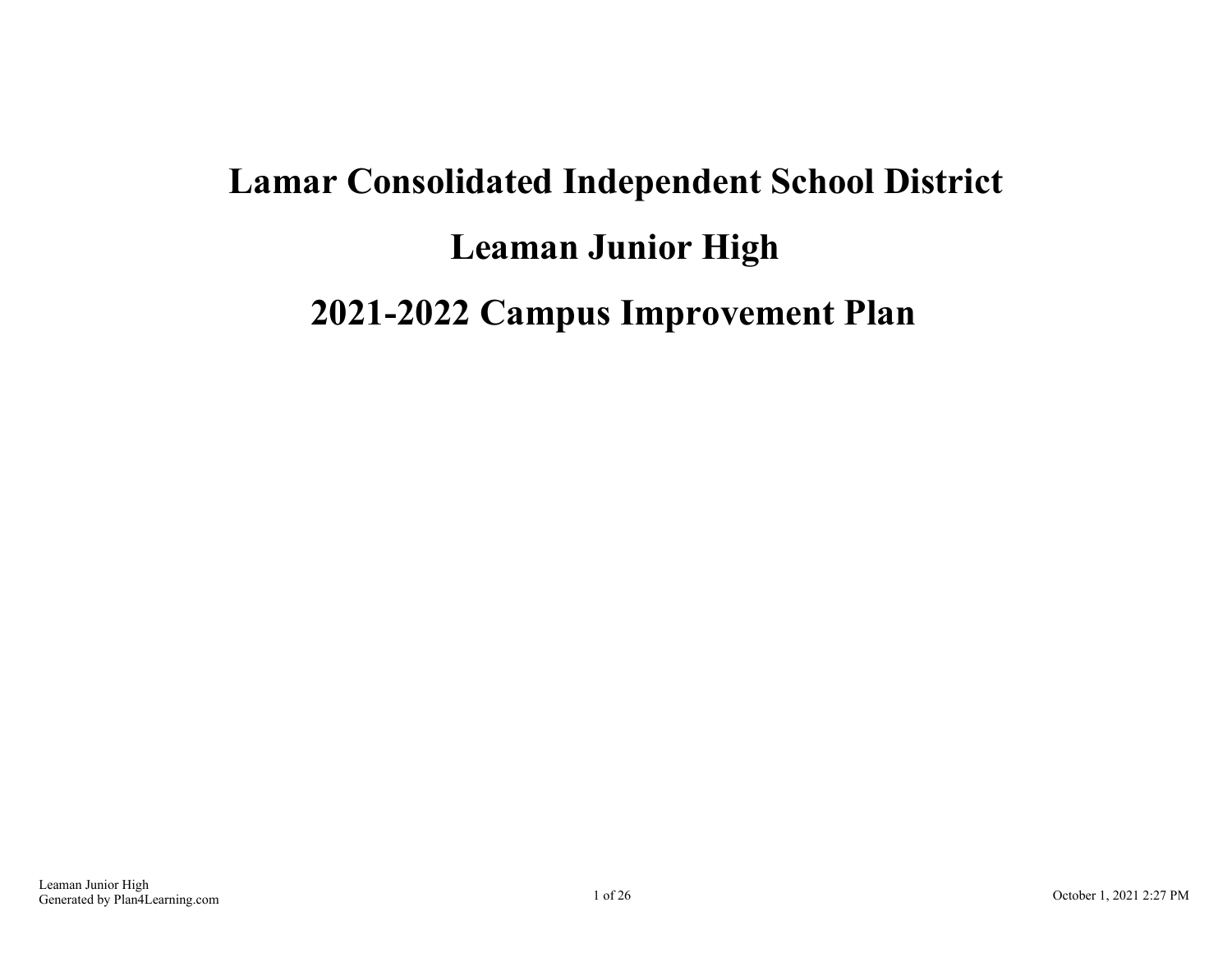# Lamar Consolidated Independent School District

# Leaman Junior High

# 2021-2022 Campus Improvement Plan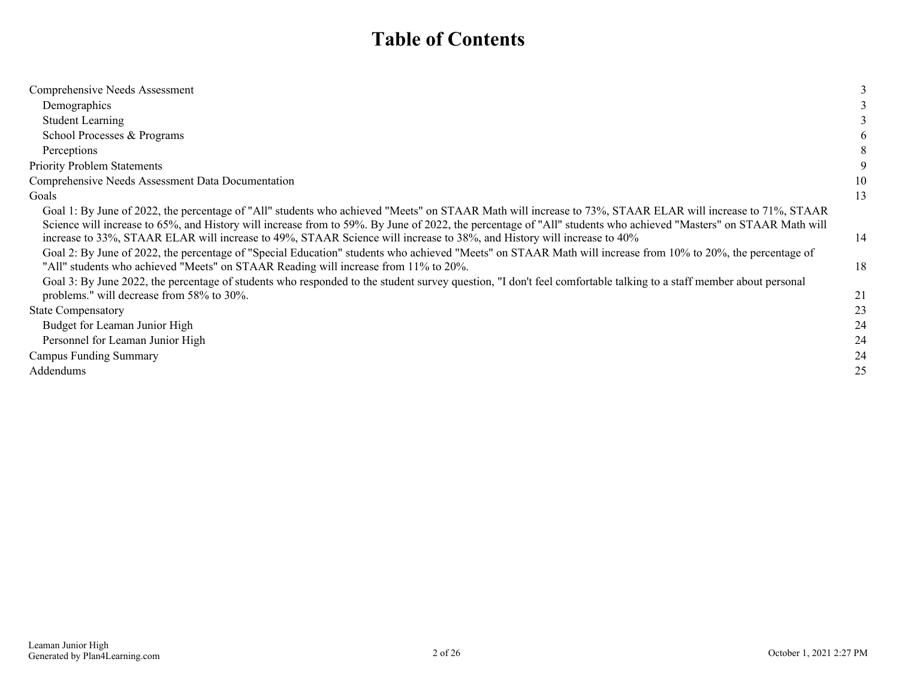# Table of Contents

| | |
|---|---|
| Comprehensive Needs Assessment | 3 |
| Demographics | 3 |
| Student Learning | 3 |
| School Processes & Programs | 6 |
| Perceptions | 8 |
| Priority Problem Statements | 9 |
| Comprehensive Needs Assessment Data Documentation | 10 |
| Goals | 13 |
| Goal 1: By June of 2022, the percentage of "All" students who achieved "Meets" on STAAR Math will increase to 73%, STAAR ELAR will increase to 71%, STAAR Science will increase to 65%, and History will increase from to 59%. By June of 2022, the percentage of "All" students who achieved "Masters" on STAAR Math will increase to 33%, STAAR ELAR will increase to 49%, STAAR Science will increase to 38%, and History will increase to 40% | 14 |
| Goal 2: By June of 2022, the percentage of "Special Education" students who achieved "Meets" on STAAR Math will increase from 10% to 20%, the percentage of "All" students who achieved "Meets" on STAAR Reading will increase from 11% to 20%. | 18 |
| Goal 3: By June 2022, the percentage of students who responded to the student survey question, "I don't feel comfortable talking to a staff member about personal problems." will decrease from 58% to 30%. | 21 |
| State Compensatory | 23 |
| Budget for Leaman Junior High | 24 |
| Personnel for Leaman Junior High | 24 |
| Campus Funding Summary | 24 |
| Addendums | 25 |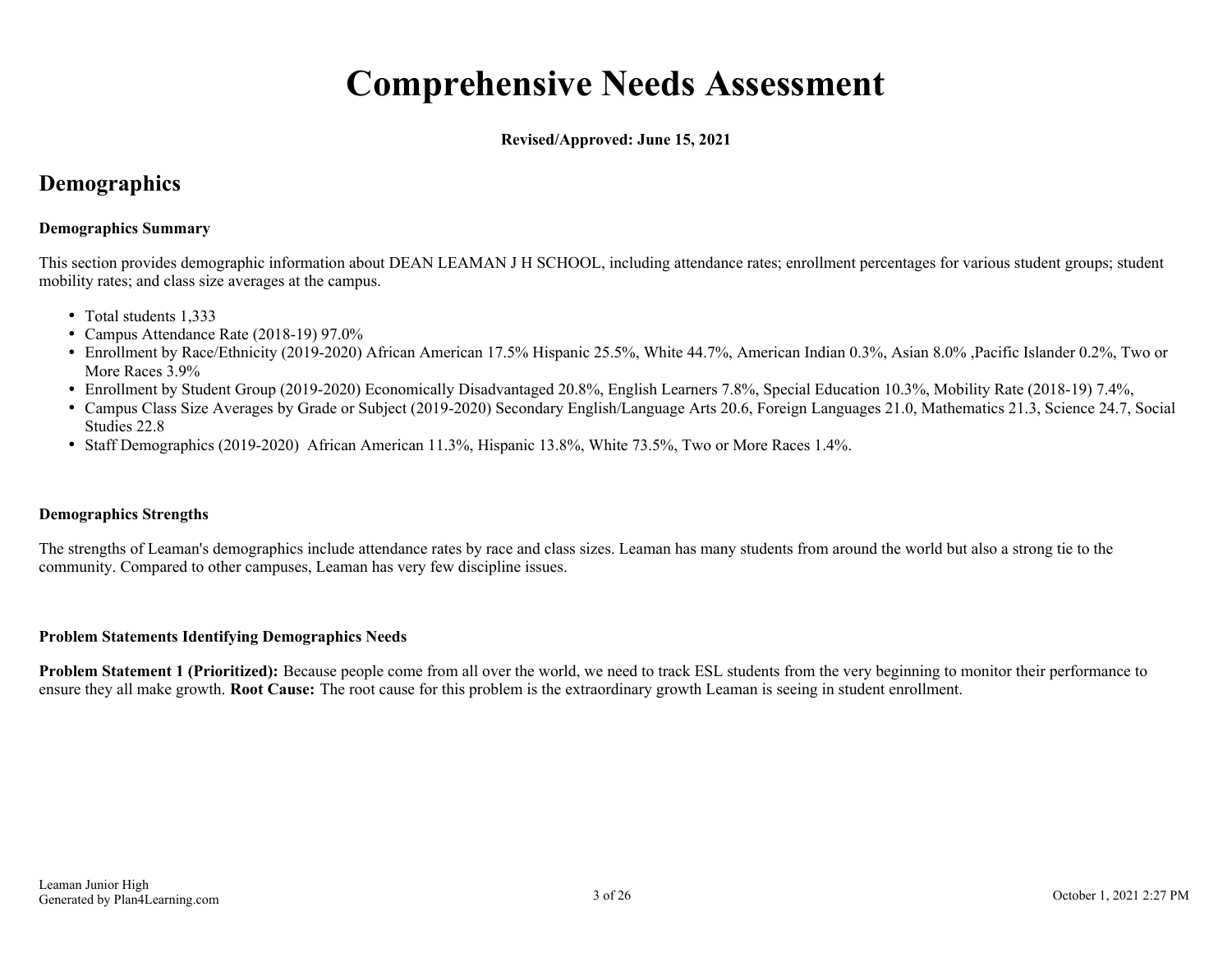# Comprehensive Needs Assessment

**Revised/Approved: June 15, 2021**

## Demographics

**Demographics Summary**

This section provides demographic information about DEAN LEAMAN J H SCHOOL, including attendance rates; enrollment percentages for various student groups; student mobility rates; and class size averages at the campus.

- Total students 1,333
- Campus Attendance Rate (2018-19) 97.0%
- Enrollment by Race/Ethnicity (2019-2020) African American 17.5% Hispanic 25.5%, White 44.7%, American Indian 0.3%, Asian 8.0% ,Pacific Islander 0.2%, Two or More Races 3.9%
- Enrollment by Student Group (2019-2020) Economically Disadvantaged 20.8%, English Learners 7.8%, Special Education 10.3%, Mobility Rate (2018-19) 7.4%,
- Campus Class Size Averages by Grade or Subject (2019-2020) Secondary English/Language Arts 20.6, Foreign Languages 21.0, Mathematics 21.3, Science 24.7, Social Studies 22.8
- Staff Demographics (2019-2020) African American 11.3%, Hispanic 13.8%, White 73.5%, Two or More Races 1.4%.

**Demographics Strengths**

The strengths of Leaman's demographics include attendance rates by race and class sizes. Leaman has many students from around the world but also a strong tie to the community. Compared to other campuses, Leaman has very few discipline issues.

**Problem Statements Identifying Demographics Needs**

**Problem Statement 1 (Prioritized):** Because people come from all over the world, we need to track ESL students from the very beginning to monitor their performance to ensure they all make growth. **Root Cause:** The root cause for this problem is the extraordinary growth Leaman is seeing in student enrollment.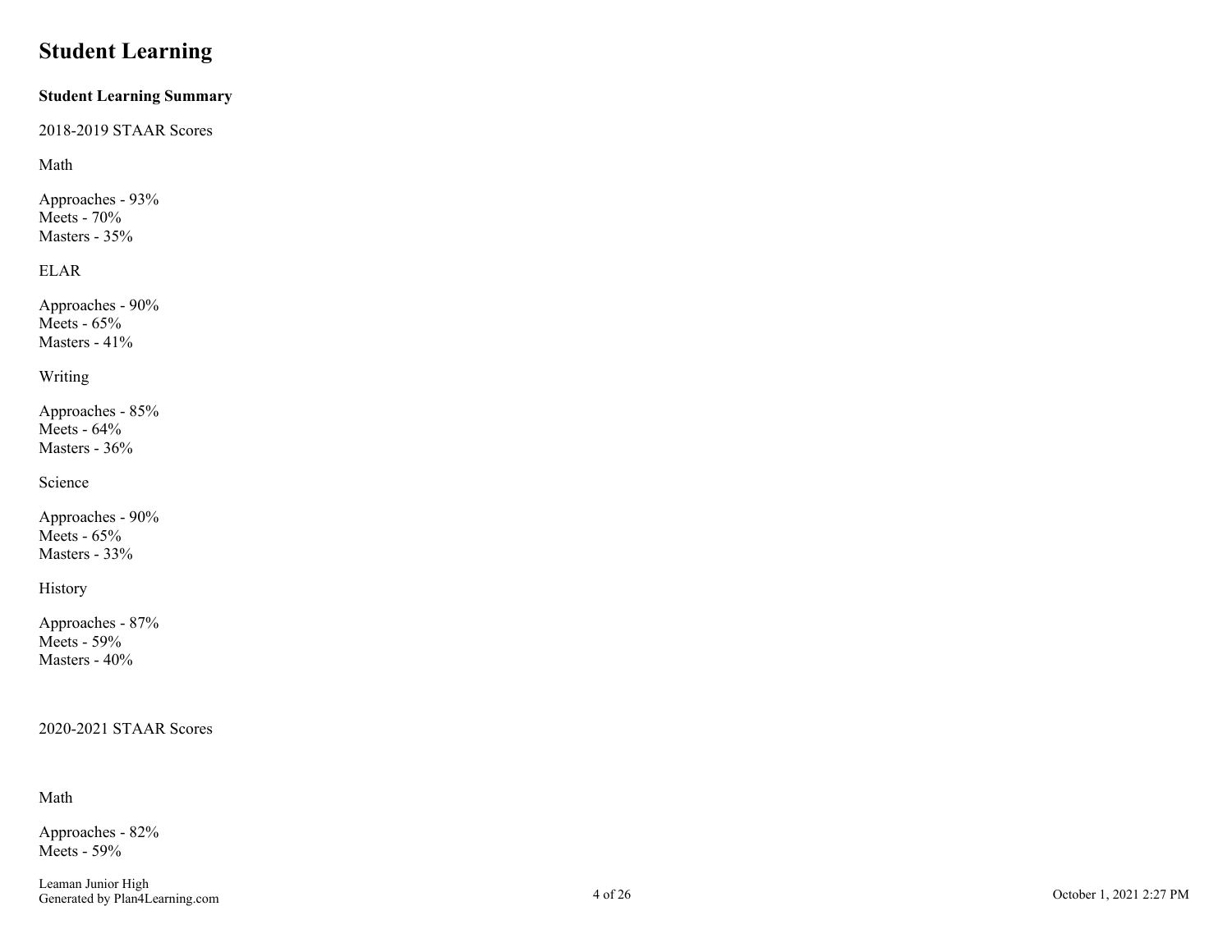# Student Learning

**Student Learning Summary**

2018-2019 STAAR Scores

Math

Approaches - 93%
Meets - 70%
Masters - 35%

ELAR

Approaches - 90%
Meets - 65%
Masters - 41%

Writing

Approaches - 85%
Meets - 64%
Masters - 36%

Science

Approaches - 90%
Meets - 65%
Masters - 33%

History

Approaches - 87%
Meets - 59%
Masters - 40%

2020-2021 STAAR Scores

Math

Approaches - 82%
Meets - 59%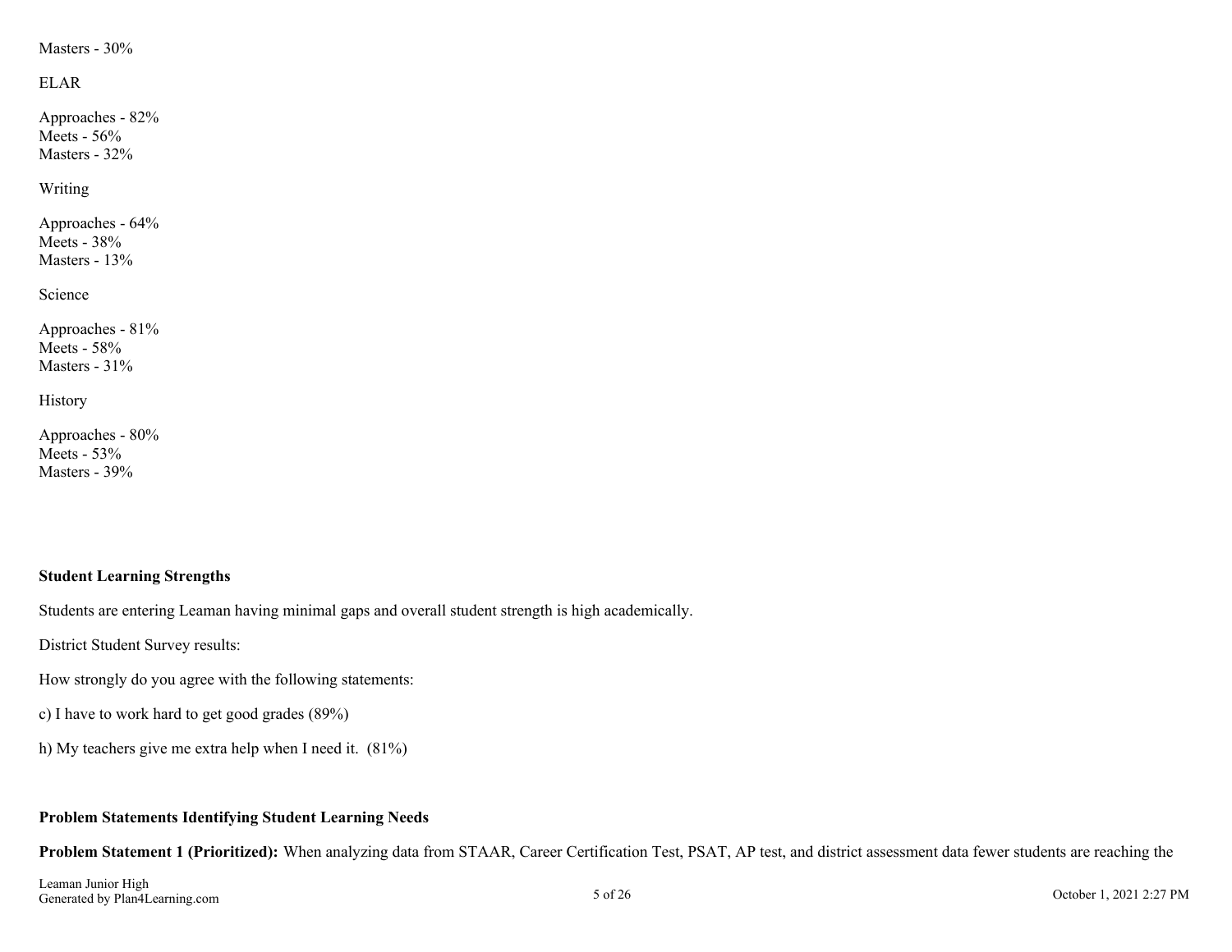Masters - 30%

ELAR

Approaches - 82%
Meets - 56%
Masters - 32%

Writing

Approaches - 64%
Meets - 38%
Masters - 13%

Science

Approaches - 81%
Meets - 58%
Masters - 31%

History

Approaches - 80%
Meets - 53%
Masters - 39%

**Student Learning Strengths**

Students are entering Leaman having minimal gaps and overall student strength is high academically.

District Student Survey results:

How strongly do you agree with the following statements:

c) I have to work hard to get good grades (89%)

h) My teachers give me extra help when I need it. (81%)

**Problem Statements Identifying Student Learning Needs**

**Problem Statement 1 (Prioritized):** When analyzing data from STAAR, Career Certification Test, PSAT, AP test, and district assessment data fewer students are reaching the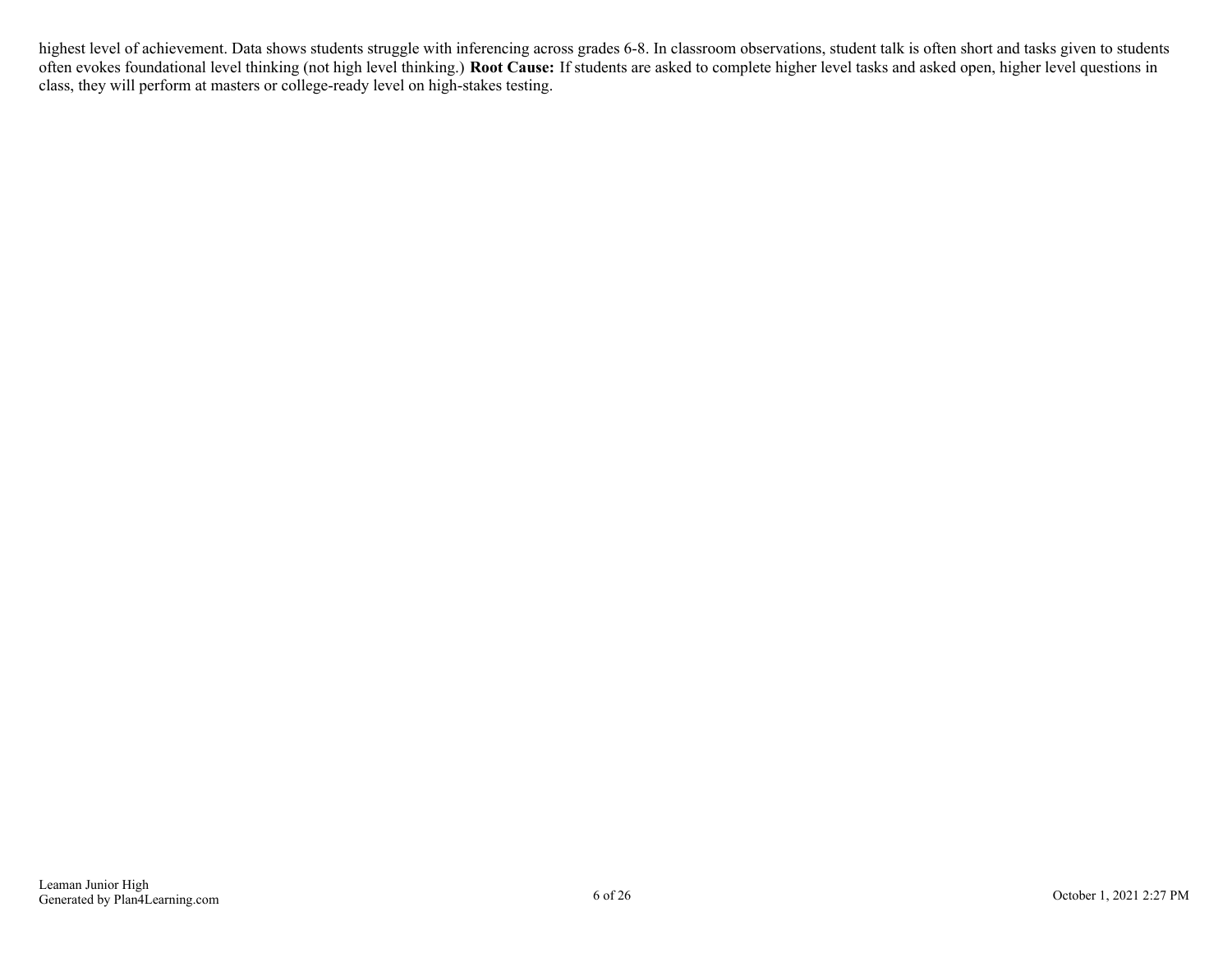highest level of achievement. Data shows students struggle with inferencing across grades 6-8. In classroom observations, student talk is often short and tasks given to students often evokes foundational level thinking (not high level thinking.) **Root Cause:** If students are asked to complete higher level tasks and asked open, higher level questions in class, they will perform at masters or college-ready level on high-stakes testing.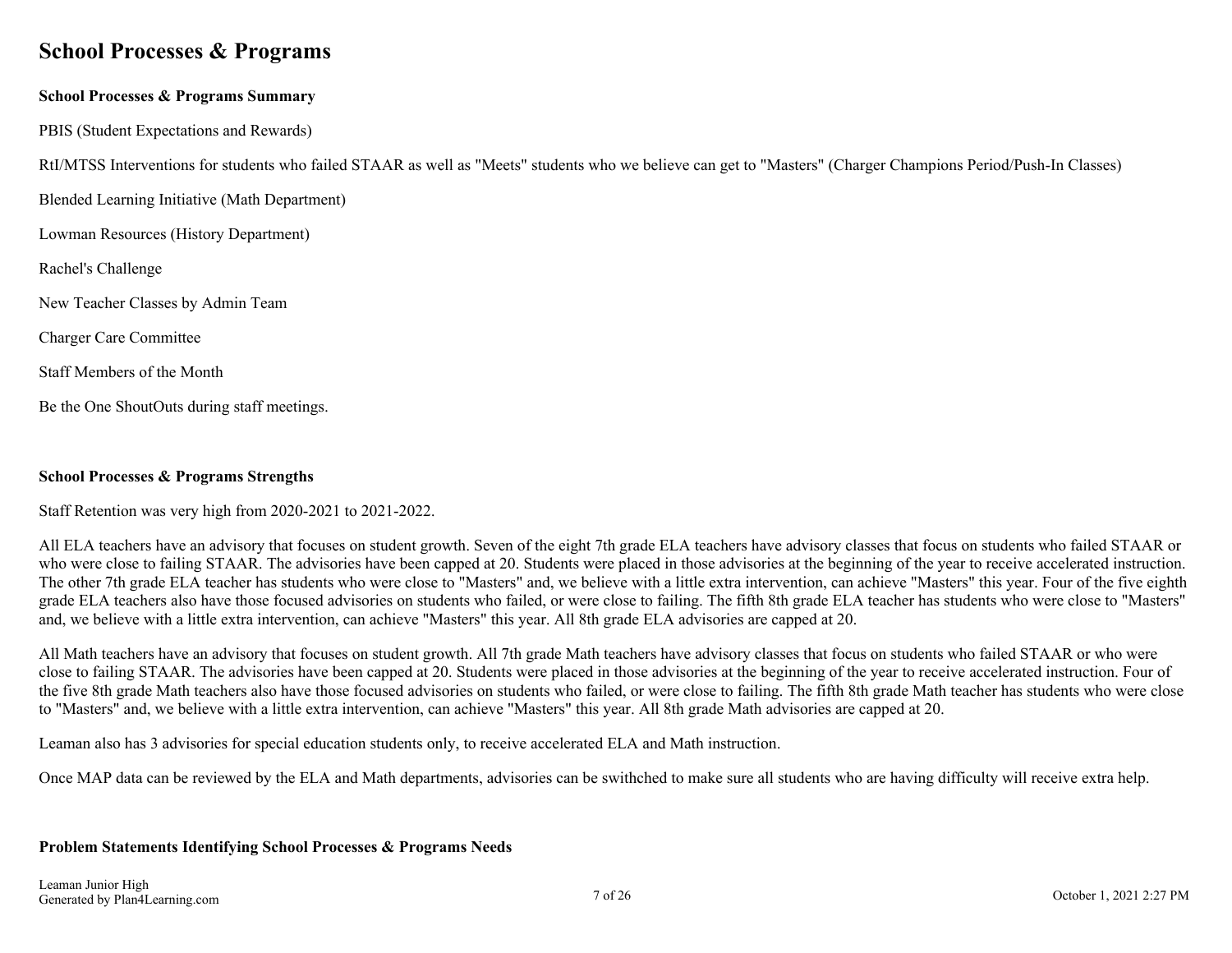# School Processes & Programs

**School Processes & Programs Summary**

PBIS (Student Expectations and Rewards)

RtI/MTSS Interventions for students who failed STAAR as well as "Meets" students who we believe can get to "Masters" (Charger Champions Period/Push-In Classes)

Blended Learning Initiative (Math Department)

Lowman Resources (History Department)

Rachel's Challenge

New Teacher Classes by Admin Team

Charger Care Committee

Staff Members of the Month

Be the One ShoutOuts during staff meetings.

**School Processes & Programs Strengths**

Staff Retention was very high from 2020-2021 to 2021-2022.

All ELA teachers have an advisory that focuses on student growth. Seven of the eight 7th grade ELA teachers have advisory classes that focus on students who failed STAAR or who were close to failing STAAR. The advisories have been capped at 20. Students were placed in those advisories at the beginning of the year to receive accelerated instruction. The other 7th grade ELA teacher has students who were close to "Masters" and, we believe with a little extra intervention, can achieve "Masters" this year. Four of the five eighth grade ELA teachers also have those focused advisories on students who failed, or were close to failing. The fifth 8th grade ELA teacher has students who were close to "Masters" and, we believe with a little extra intervention, can achieve "Masters" this year. All 8th grade ELA advisories are capped at 20.

All Math teachers have an advisory that focuses on student growth. All 7th grade Math teachers have advisory classes that focus on students who failed STAAR or who were close to failing STAAR. The advisories have been capped at 20. Students were placed in those advisories at the beginning of the year to receive accelerated instruction. Four of the five 8th grade Math teachers also have those focused advisories on students who failed, or were close to failing. The fifth 8th grade Math teacher has students who were close to "Masters" and, we believe with a little extra intervention, can achieve "Masters" this year. All 8th grade Math advisories are capped at 20.

Leaman also has 3 advisories for special education students only, to receive accelerated ELA and Math instruction.

Once MAP data can be reviewed by the ELA and Math departments, advisories can be swithched to make sure all students who are having difficulty will receive extra help.

**Problem Statements Identifying School Processes & Programs Needs**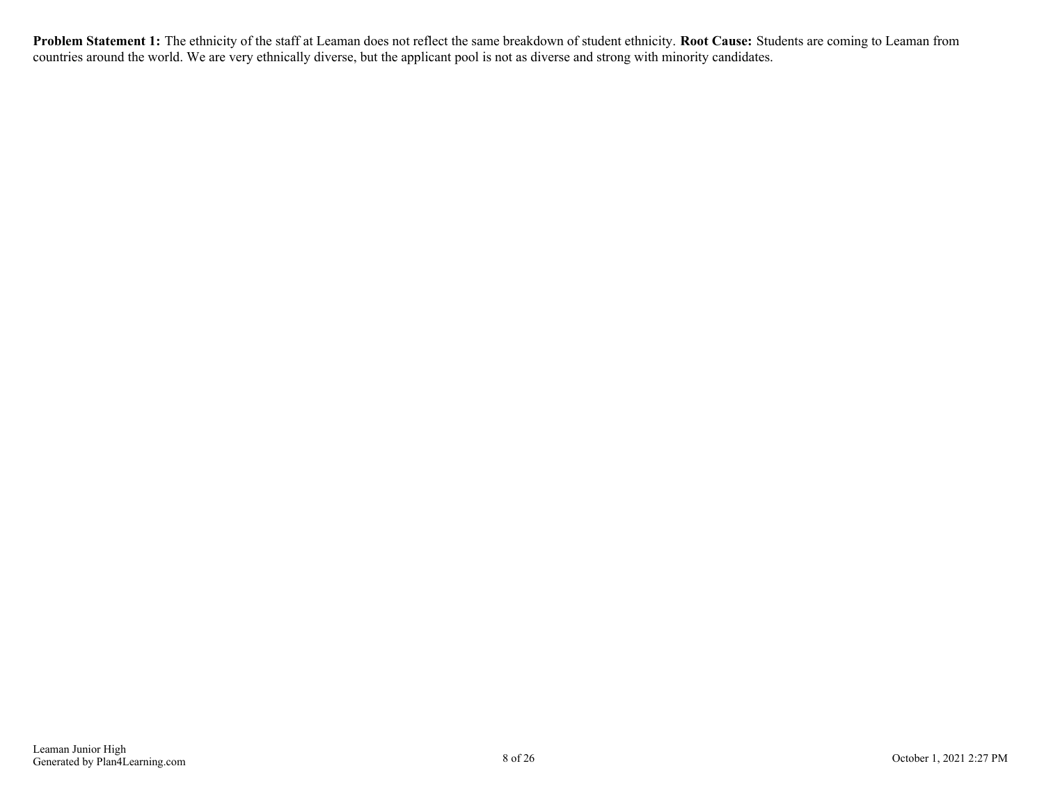**Problem Statement 1:** The ethnicity of the staff at Leaman does not reflect the same breakdown of student ethnicity. **Root Cause:** Students are coming to Leaman from countries around the world. We are very ethnically diverse, but the applicant pool is not as diverse and strong with minority candidates.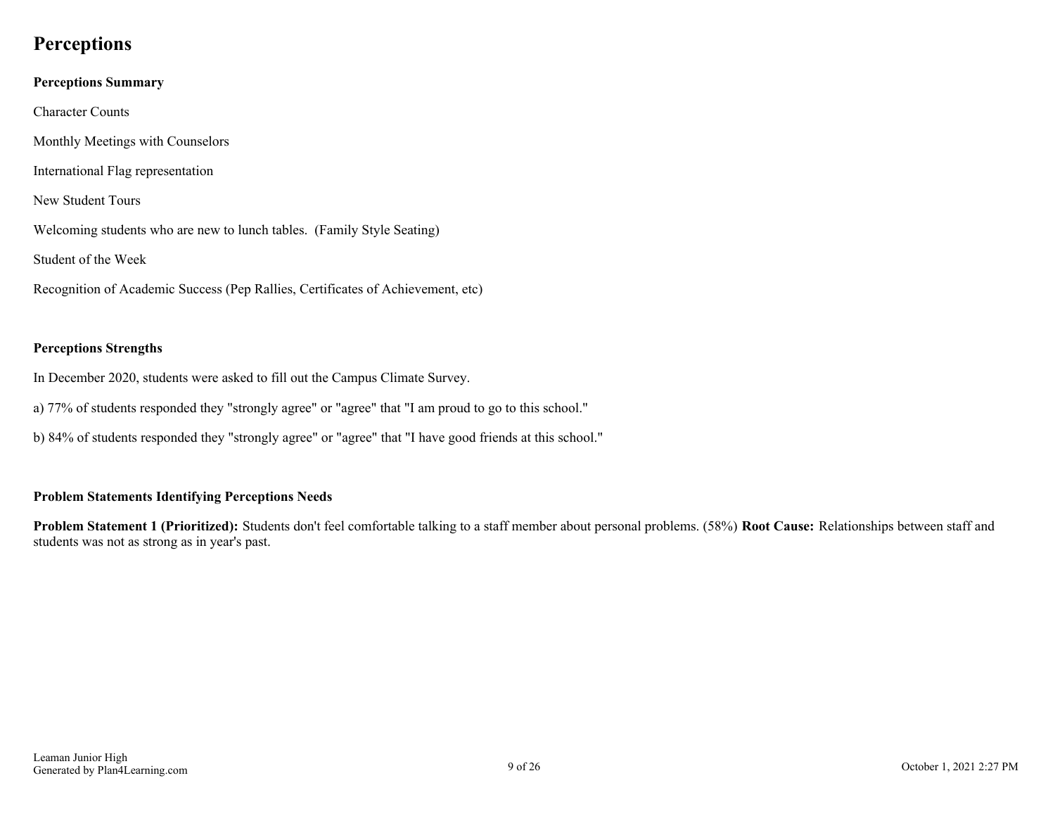# Perceptions

### Perceptions Summary

Character Counts

Monthly Meetings with Counselors

International Flag representation

New Student Tours

Welcoming students who are new to lunch tables. (Family Style Seating)

Student of the Week

Recognition of Academic Success (Pep Rallies, Certificates of Achievement, etc)

### Perceptions Strengths

In December 2020, students were asked to fill out the Campus Climate Survey.

a) 77% of students responded they "strongly agree" or "agree" that "I am proud to go to this school."

b) 84% of students responded they "strongly agree" or "agree" that "I have good friends at this school."

### Problem Statements Identifying Perceptions Needs

**Problem Statement 1 (Prioritized):** Students don't feel comfortable talking to a staff member about personal problems. (58%) **Root Cause:** Relationships between staff and students was not as strong as in year's past.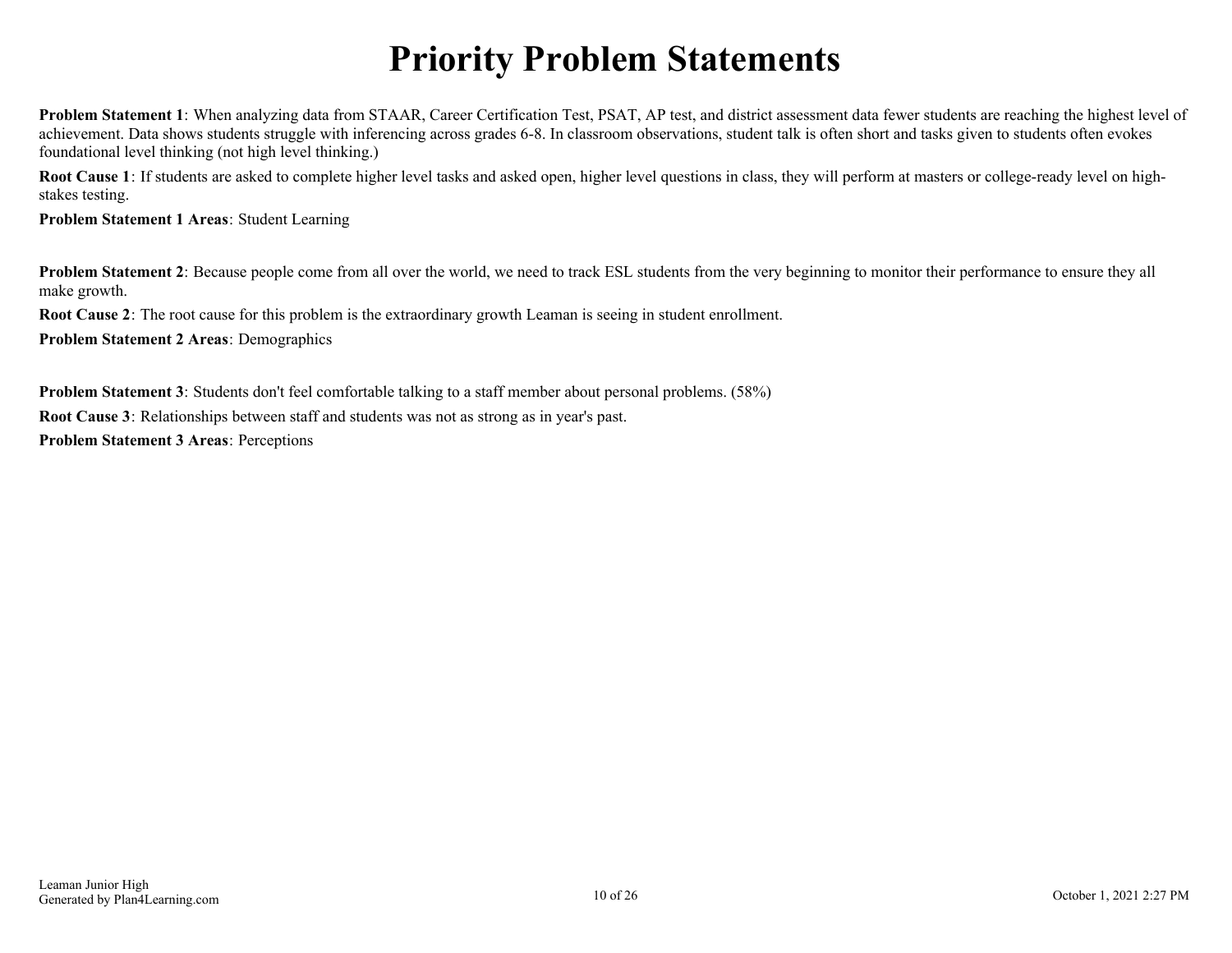# Priority Problem Statements

**Problem Statement 1**: When analyzing data from STAAR, Career Certification Test, PSAT, AP test, and district assessment data fewer students are reaching the highest level of achievement. Data shows students struggle with inferencing across grades 6-8. In classroom observations, student talk is often short and tasks given to students often evokes foundational level thinking (not high level thinking.)

**Root Cause 1**: If students are asked to complete higher level tasks and asked open, higher level questions in class, they will perform at masters or college-ready level on high-stakes testing.

**Problem Statement 1 Areas**: Student Learning

**Problem Statement 2**: Because people come from all over the world, we need to track ESL students from the very beginning to monitor their performance to ensure they all make growth.

**Root Cause 2**: The root cause for this problem is the extraordinary growth Leaman is seeing in student enrollment.

**Problem Statement 2 Areas**: Demographics

**Problem Statement 3**: Students don't feel comfortable talking to a staff member about personal problems. (58%)

**Root Cause 3**: Relationships between staff and students was not as strong as in year's past.

**Problem Statement 3 Areas**: Perceptions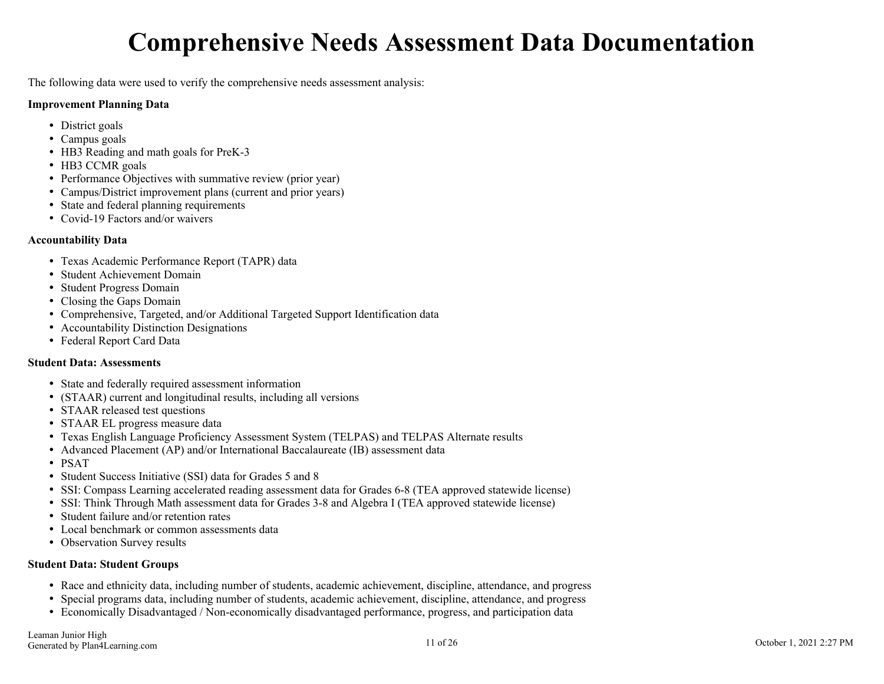# Comprehensive Needs Assessment Data Documentation

The following data were used to verify the comprehensive needs assessment analysis:

**Improvement Planning Data**

- District goals
- Campus goals
- HB3 Reading and math goals for PreK-3
- HB3 CCMR goals
- Performance Objectives with summative review (prior year)
- Campus/District improvement plans (current and prior years)
- State and federal planning requirements
- Covid-19 Factors and/or waivers

**Accountability Data**

- Texas Academic Performance Report (TAPR) data
- Student Achievement Domain
- Student Progress Domain
- Closing the Gaps Domain
- Comprehensive, Targeted, and/or Additional Targeted Support Identification data
- Accountability Distinction Designations
- Federal Report Card Data

**Student Data: Assessments**

- State and federally required assessment information
- (STAAR) current and longitudinal results, including all versions
- STAAR released test questions
- STAAR EL progress measure data
- Texas English Language Proficiency Assessment System (TELPAS) and TELPAS Alternate results
- Advanced Placement (AP) and/or International Baccalaureate (IB) assessment data
- PSAT
- Student Success Initiative (SSI) data for Grades 5 and 8
- SSI: Compass Learning accelerated reading assessment data for Grades 6-8 (TEA approved statewide license)
- SSI: Think Through Math assessment data for Grades 3-8 and Algebra I (TEA approved statewide license)
- Student failure and/or retention rates
- Local benchmark or common assessments data
- Observation Survey results

**Student Data: Student Groups**

- Race and ethnicity data, including number of students, academic achievement, discipline, attendance, and progress
- Special programs data, including number of students, academic achievement, discipline, attendance, and progress
- Economically Disadvantaged / Non-economically disadvantaged performance, progress, and participation data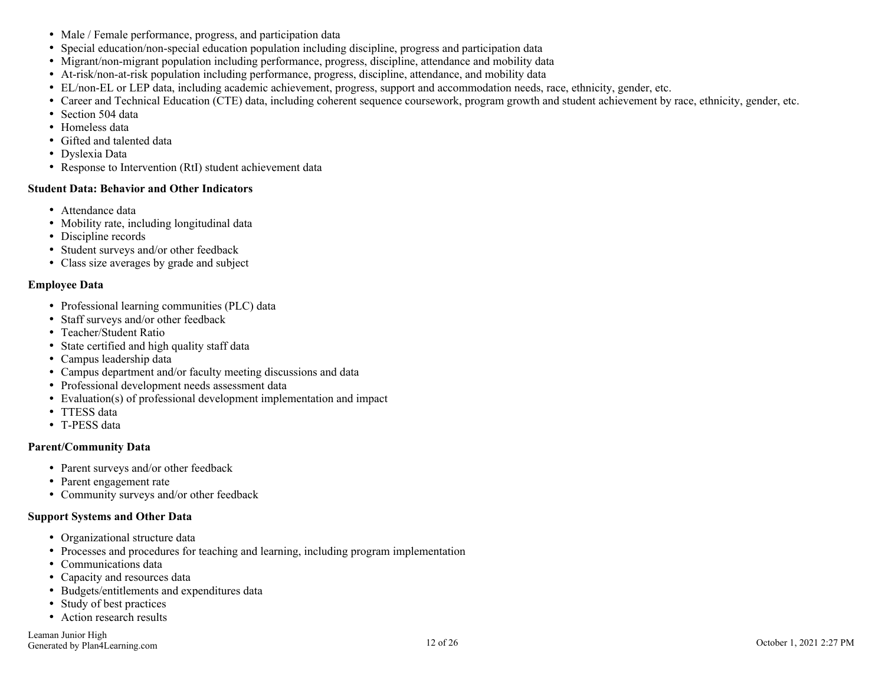- Male / Female performance, progress, and participation data
- Special education/non-special education population including discipline, progress and participation data
- Migrant/non-migrant population including performance, progress, discipline, attendance and mobility data
- At-risk/non-at-risk population including performance, progress, discipline, attendance, and mobility data
- EL/non-EL or LEP data, including academic achievement, progress, support and accommodation needs, race, ethnicity, gender, etc.
- Career and Technical Education (CTE) data, including coherent sequence coursework, program growth and student achievement by race, ethnicity, gender, etc.
- Section 504 data
- Homeless data
- Gifted and talented data
- Dyslexia Data
- Response to Intervention (RtI) student achievement data

**Student Data: Behavior and Other Indicators**

- Attendance data
- Mobility rate, including longitudinal data
- Discipline records
- Student surveys and/or other feedback
- Class size averages by grade and subject

**Employee Data**

- Professional learning communities (PLC) data
- Staff surveys and/or other feedback
- Teacher/Student Ratio
- State certified and high quality staff data
- Campus leadership data
- Campus department and/or faculty meeting discussions and data
- Professional development needs assessment data
- Evaluation(s) of professional development implementation and impact
- TTESS data
- T-PESS data

**Parent/Community Data**

- Parent surveys and/or other feedback
- Parent engagement rate
- Community surveys and/or other feedback

**Support Systems and Other Data**

- Organizational structure data
- Processes and procedures for teaching and learning, including program implementation
- Communications data
- Capacity and resources data
- Budgets/entitlements and expenditures data
- Study of best practices
- Action research results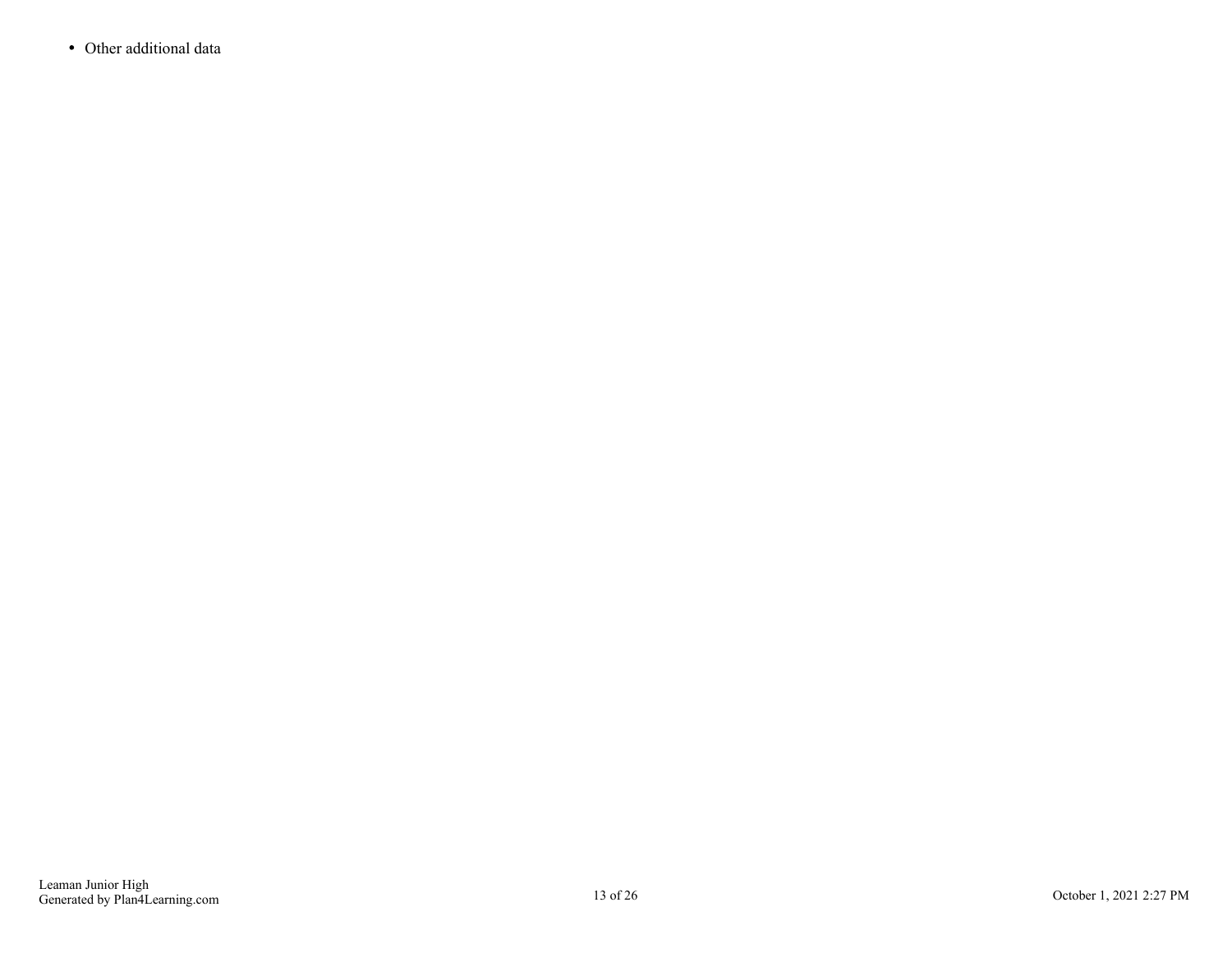- Other additional data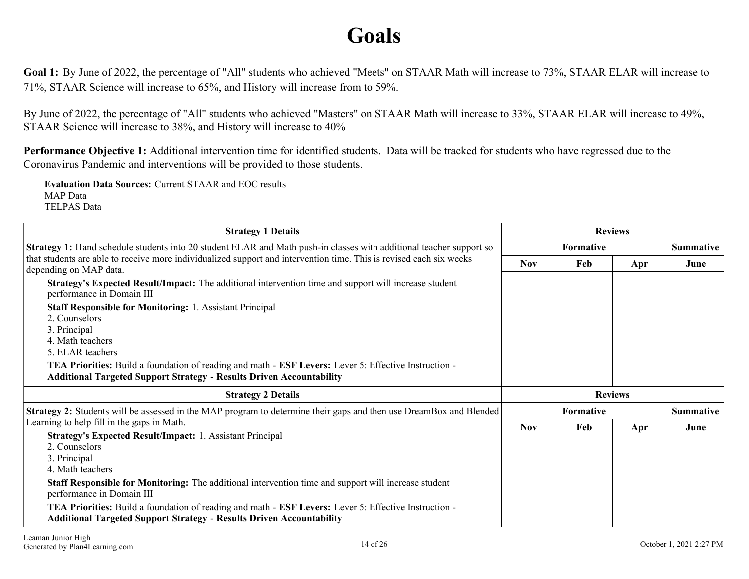# Goals

**Goal 1:** By June of 2022, the percentage of "All" students who achieved "Meets" on STAAR Math will increase to 73%, STAAR ELAR will increase to 71%, STAAR Science will increase to 65%, and History will increase from to 59%.

By June of 2022, the percentage of "All" students who achieved "Masters" on STAAR Math will increase to 33%, STAAR ELAR will increase to 49%, STAAR Science will increase to 38%, and History will increase to 40%

**Performance Objective 1:** Additional intervention time for identified students. Data will be tracked for students who have regressed due to the Coronavirus Pandemic and interventions will be provided to those students.

**Evaluation Data Sources:** Current STAAR and EOC results
MAP Data
TELPAS Data

| Strategy 1 Details | Reviews | | | |
|---|---|---|---|---|
| **Strategy 1:** Hand schedule students into 20 student ELAR and Math push-in classes with additional teacher support so that students are able to receive more individualized support and intervention time. This is revised each six weeks depending on MAP data. | Formative | | | Summative |
| | Nov | Feb | Apr | June |
| **Strategy's Expected Result/Impact:** The additional intervention time and support will increase student performance in Domain III<br>**Staff Responsible for Monitoring:** 1. Assistant Principal<br>2. Counselors<br>3. Principal<br>4. Math teachers<br>5. ELAR teachers<br>**TEA Priorities:** Build a foundation of reading and math - **ESF Levers:** Lever 5: Effective Instruction - **Additional Targeted Support Strategy** - **Results Driven Accountability** | | | | |

| Strategy 2 Details | Reviews | | | |
|---|---|---|---|---|
| **Strategy 2:** Students will be assessed in the MAP program to determine their gaps and then use DreamBox and Blended Learning to help fill in the gaps in Math. | Formative | | | Summative |
| | Nov | Feb | Apr | June |
| **Strategy's Expected Result/Impact:** 1. Assistant Principal<br>2. Counselors<br>3. Principal<br>4. Math teachers<br>**Staff Responsible for Monitoring:** The additional intervention time and support will increase student performance in Domain III<br>**TEA Priorities:** Build a foundation of reading and math - **ESF Levers:** Lever 5: Effective Instruction - **Additional Targeted Support Strategy** - **Results Driven Accountability** | | | | |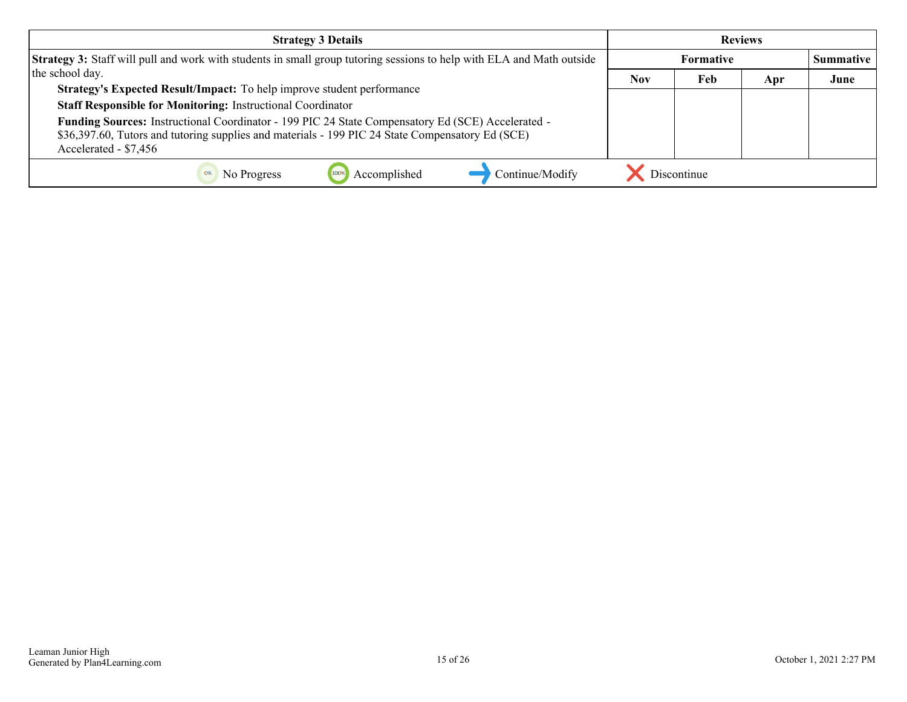| Strategy 3 Details | Reviews | | | |
|---|---|---|---|---|
| | Formative | | | Summative |
| | Nov | Feb | Apr | June |
| **Strategy 3:** Staff will pull and work with students in small group tutoring sessions to help with ELA and Math outside the school day.<br>**Strategy's Expected Result/Impact:** To help improve student performance<br>**Staff Responsible for Monitoring:** Instructional Coordinator<br>**Funding Sources:** Instructional Coordinator - 199 PIC 24 State Compensatory Ed (SCE) Accelerated - $36,397.60, Tutors and tutoring supplies and materials - 199 PIC 24 State Compensatory Ed (SCE) Accelerated - $7,456 | | | | |

0% No Progress | 100% Accomplished | Continue/Modify | Discontinue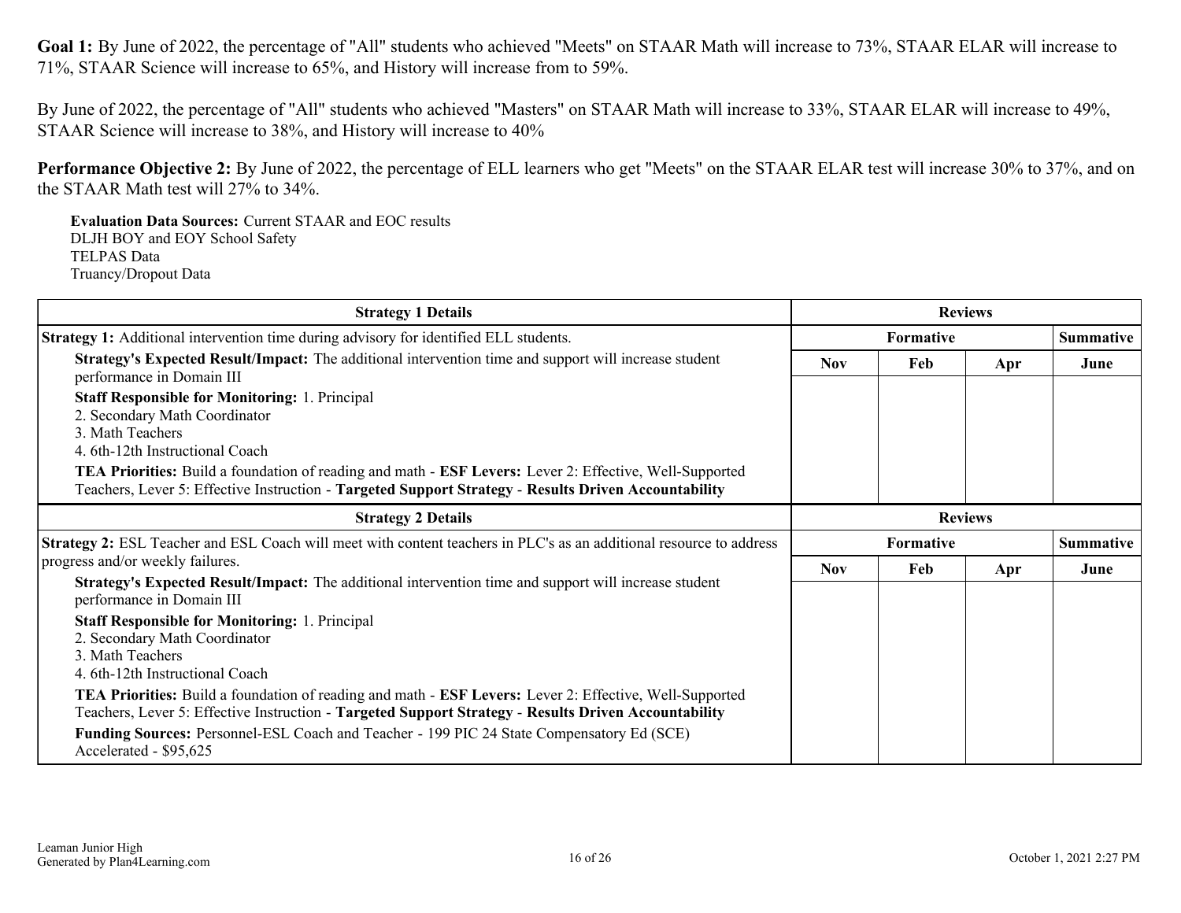**Goal 1:** By June of 2022, the percentage of "All" students who achieved "Meets" on STAAR Math will increase to 73%, STAAR ELAR will increase to 71%, STAAR Science will increase to 65%, and History will increase from to 59%.

By June of 2022, the percentage of "All" students who achieved "Masters" on STAAR Math will increase to 33%, STAAR ELAR will increase to 49%, STAAR Science will increase to 38%, and History will increase to 40%

**Performance Objective 2:** By June of 2022, the percentage of ELL learners who get "Meets" on the STAAR ELAR test will increase 30% to 37%, and on the STAAR Math test will 27% to 34%.

**Evaluation Data Sources:** Current STAAR and EOC results
DLJH BOY and EOY School Safety
TELPAS Data
Truancy/Dropout Data

| Strategy 1 Details | Reviews | | | |
|---|---|---|---|---|
| **Strategy 1:** Additional intervention time during advisory for identified ELL students. | Formative | | | Summative |
| **Strategy's Expected Result/Impact:** The additional intervention time and support will increase student performance in Domain III<br>**Staff Responsible for Monitoring:** 1. Principal<br>2. Secondary Math Coordinator<br>3. Math Teachers<br>4. 6th-12th Instructional Coach<br>**TEA Priorities:** Build a foundation of reading and math - **ESF Levers:** Lever 2: Effective, Well-Supported Teachers, Lever 5: Effective Instruction - **Targeted Support Strategy** - **Results Driven Accountability** | Nov | Feb | Apr | June |

| Strategy 2 Details | Reviews | | | |
|---|---|---|---|---|
| **Strategy 2:** ESL Teacher and ESL Coach will meet with content teachers in PLC's as an additional resource to address progress and/or weekly failures. | Formative | | | Summative |
| **Strategy's Expected Result/Impact:** The additional intervention time and support will increase student performance in Domain III<br>**Staff Responsible for Monitoring:** 1. Principal<br>2. Secondary Math Coordinator<br>3. Math Teachers<br>4. 6th-12th Instructional Coach<br>**TEA Priorities:** Build a foundation of reading and math - **ESF Levers:** Lever 2: Effective, Well-Supported Teachers, Lever 5: Effective Instruction - **Targeted Support Strategy** - **Results Driven Accountability**<br>**Funding Sources:** Personnel-ESL Coach and Teacher - 199 PIC 24 State Compensatory Ed (SCE) Accelerated - $95,625 | Nov | Feb | Apr | June |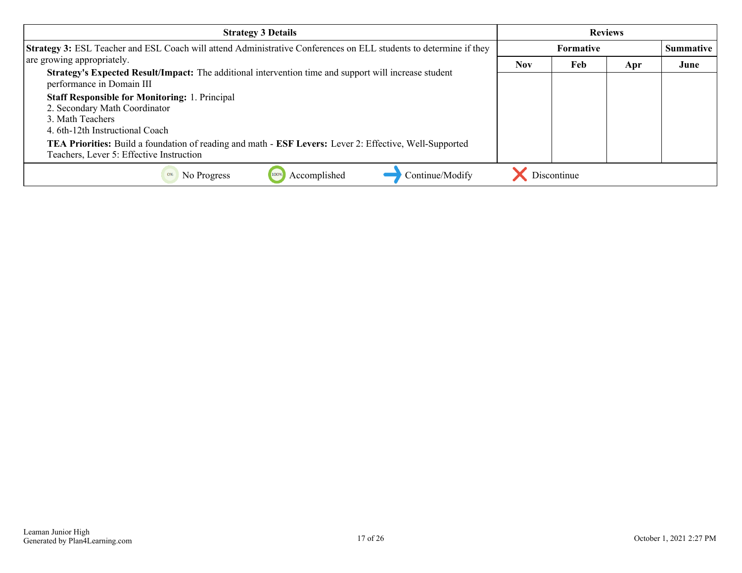| Strategy 3 Details | Reviews | | | |
|---|---|---|---|---|
| | Formative | | | Summative |
| | Nov | Feb | Apr | June |
| **Strategy 3:** ESL Teacher and ESL Coach will attend Administrative Conferences on ELL students to determine if they are growing appropriately.<br>**Strategy's Expected Result/Impact:** The additional intervention time and support will increase student performance in Domain III<br>**Staff Responsible for Monitoring:** 1. Principal<br>2. Secondary Math Coordinator<br>3. Math Teachers<br>4. 6th-12th Instructional Coach<br>**TEA Priorities:** Build a foundation of reading and math - **ESF Levers:** Lever 2: Effective, Well-Supported Teachers, Lever 5: Effective Instruction | | | | |

0% No Progress | 100% Accomplished | Continue/Modify | Discontinue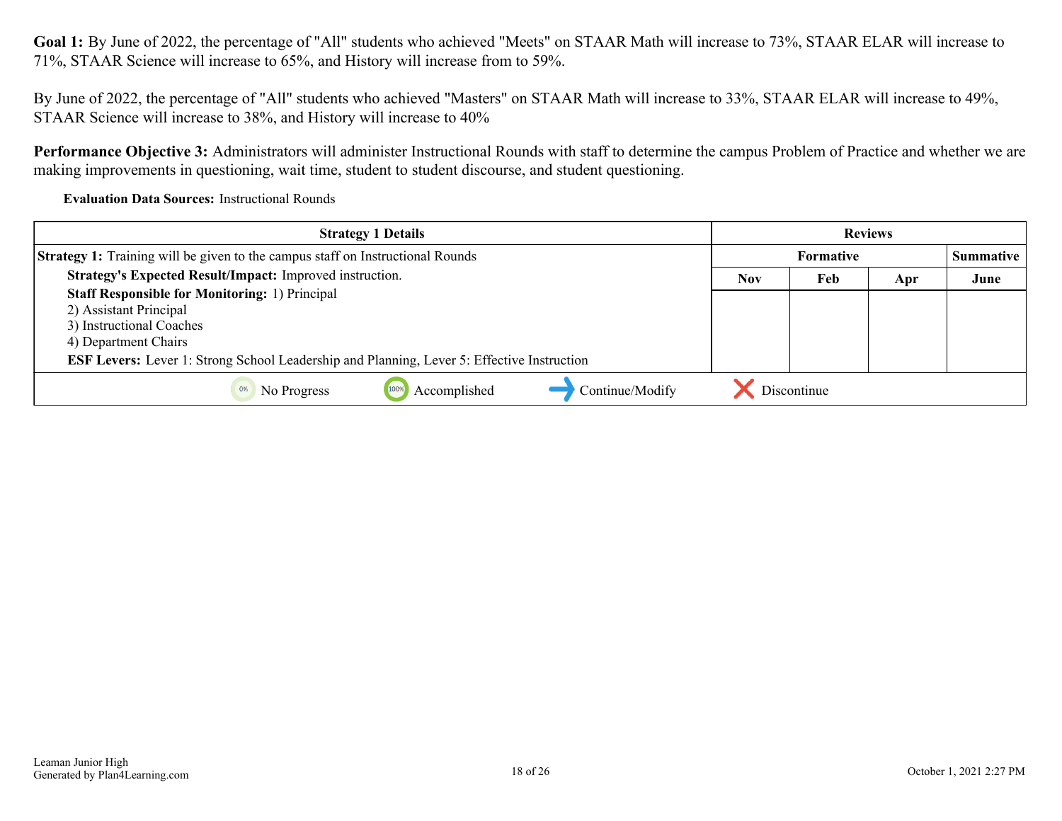**Goal 1:** By June of 2022, the percentage of "All" students who achieved "Meets" on STAAR Math will increase to 73%, STAAR ELAR will increase to 71%, STAAR Science will increase to 65%, and History will increase from to 59%.

By June of 2022, the percentage of "All" students who achieved "Masters" on STAAR Math will increase to 33%, STAAR ELAR will increase to 49%, STAAR Science will increase to 38%, and History will increase to 40%

**Performance Objective 3:** Administrators will administer Instructional Rounds with staff to determine the campus Problem of Practice and whether we are making improvements in questioning, wait time, student to student discourse, and student questioning.

**Evaluation Data Sources:** Instructional Rounds

| Strategy 1 Details | Reviews | | | |
|---|---|---|---|---|
| | Formative | | | Summative |
| | Nov | Feb | Apr | June |
| **Strategy 1:** Training will be given to the campus staff on Instructional Rounds<br>**Strategy's Expected Result/Impact:** Improved instruction.<br>**Staff Responsible for Monitoring:** 1) Principal<br>2) Assistant Principal<br>3) Instructional Coaches<br>4) Department Chairs<br>**ESF Levers:** Lever 1: Strong School Leadership and Planning, Lever 5: Effective Instruction | | | | |
| No Progress — Accomplished — Continue/Modify — Discontinue | | | | |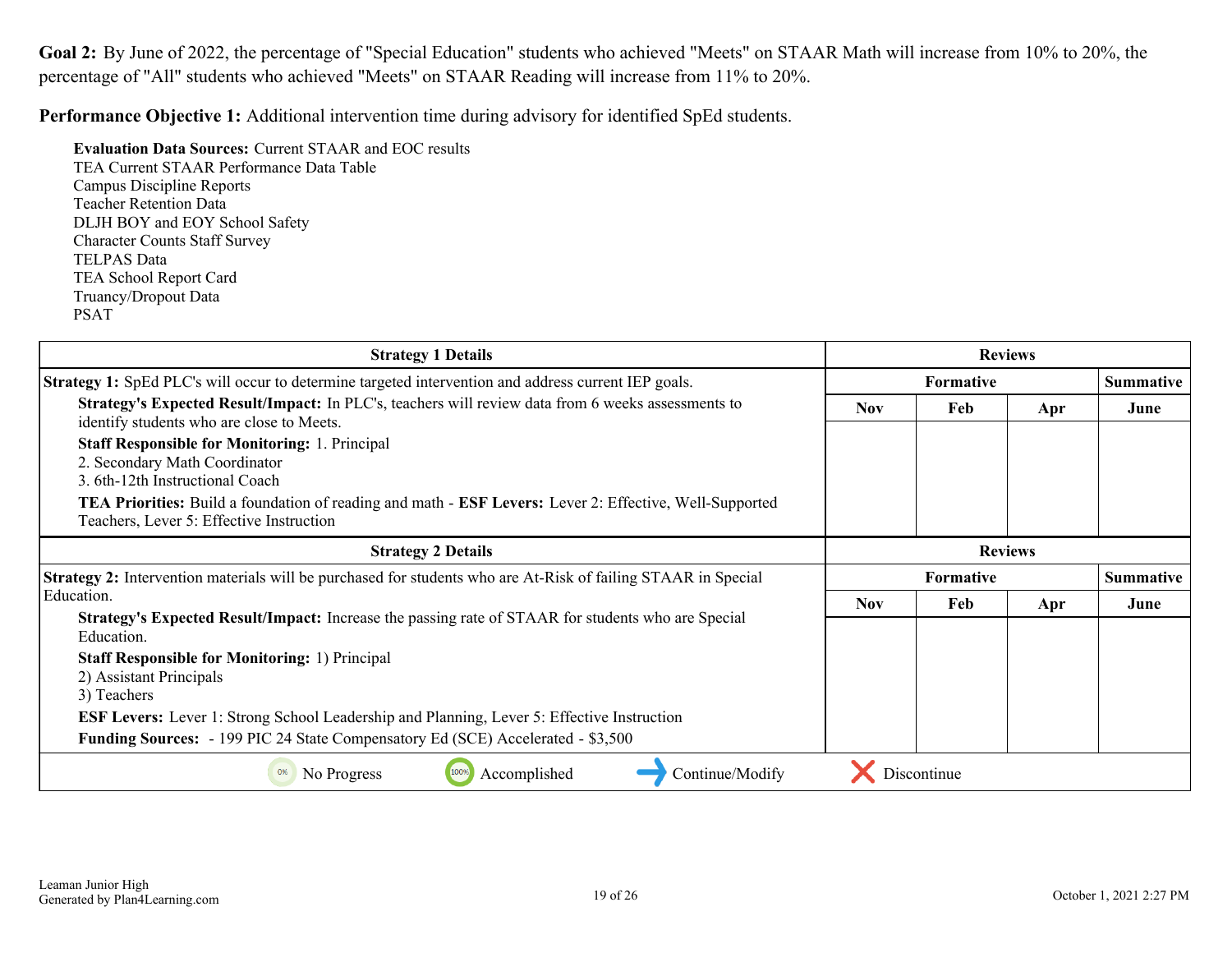**Goal 2:** By June of 2022, the percentage of "Special Education" students who achieved "Meets" on STAAR Math will increase from 10% to 20%, the percentage of "All" students who achieved "Meets" on STAAR Reading will increase from 11% to 20%.

**Performance Objective 1:** Additional intervention time during advisory for identified SpEd students.

**Evaluation Data Sources:** Current STAAR and EOC results
TEA Current STAAR Performance Data Table
Campus Discipline Reports
Teacher Retention Data
DLJH BOY and EOY School Safety
Character Counts Staff Survey
TELPAS Data
TEA School Report Card
Truancy/Dropout Data
PSAT

| Strategy 1 Details | Reviews | | | |
|---|---|---|---|---|
| **Strategy 1:** SpEd PLC's will occur to determine targeted intervention and address current IEP goals. | Formative | | | Summative |
| **Strategy's Expected Result/Impact:** In PLC's, teachers will review data from 6 weeks assessments to identify students who are close to Meets.<br>**Staff Responsible for Monitoring:** 1. Principal<br>2. Secondary Math Coordinator<br>3. 6th-12th Instructional Coach<br>**TEA Priorities:** Build a foundation of reading and math - **ESF Levers:** Lever 2: Effective, Well-Supported Teachers, Lever 5: Effective Instruction | Nov | Feb | Apr | June |

| Strategy 2 Details | Reviews | | | |
|---|---|---|---|---|
| **Strategy 2:** Intervention materials will be purchased for students who are At-Risk of failing STAAR in Special Education. | Formative | | | Summative |
| **Strategy's Expected Result/Impact:** Increase the passing rate of STAAR for students who are Special Education.<br>**Staff Responsible for Monitoring:** 1) Principal<br>2) Assistant Principals<br>3) Teachers<br>**ESF Levers:** Lever 1: Strong School Leadership and Planning, Lever 5: Effective Instruction<br>**Funding Sources:** - 199 PIC 24 State Compensatory Ed (SCE) Accelerated - $3,500 | Nov | Feb | Apr | June |

No Progress | Accomplished | Continue/Modify | Discontinue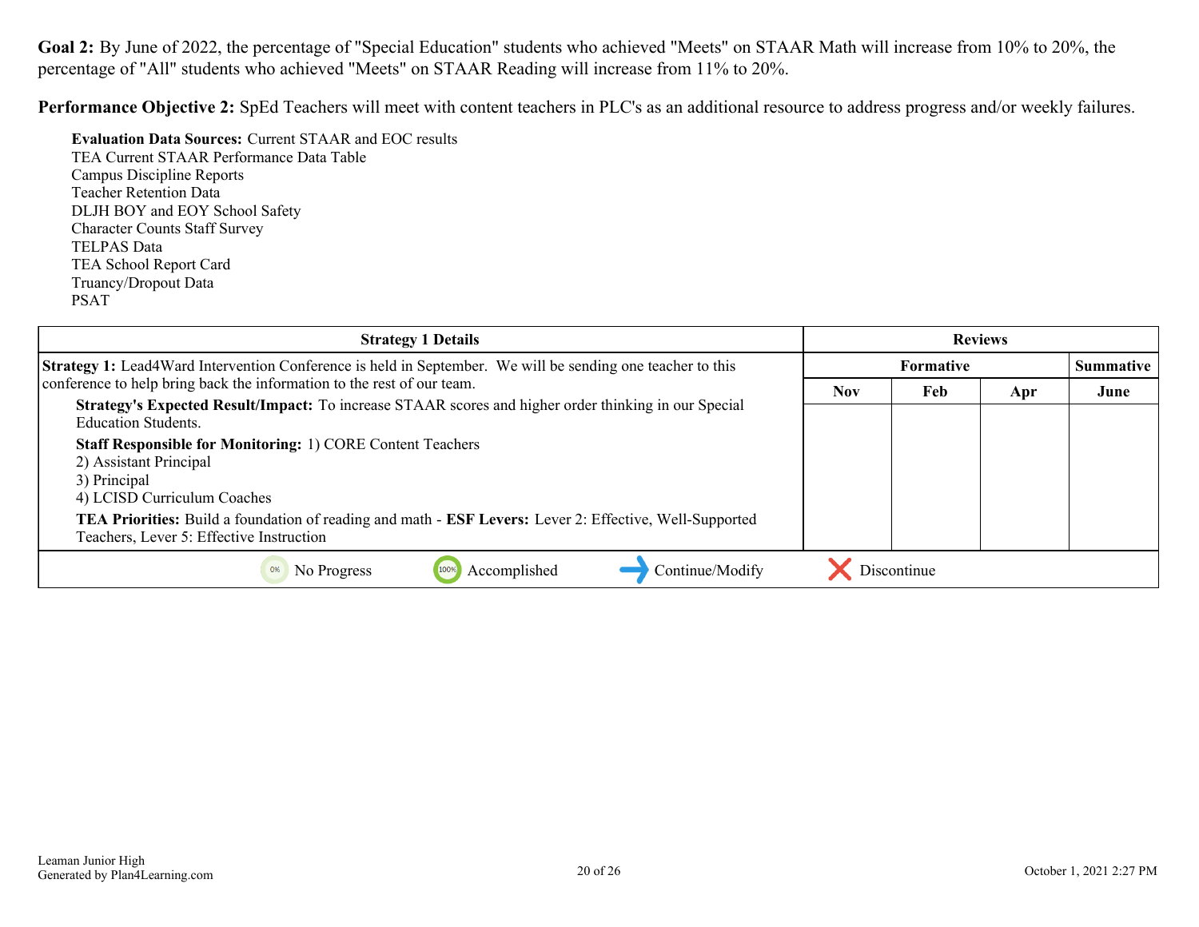**Goal 2:** By June of 2022, the percentage of "Special Education" students who achieved "Meets" on STAAR Math will increase from 10% to 20%, the percentage of "All" students who achieved "Meets" on STAAR Reading will increase from 11% to 20%.

**Performance Objective 2:** SpEd Teachers will meet with content teachers in PLC's as an additional resource to address progress and/or weekly failures.

**Evaluation Data Sources:** Current STAAR and EOC results
TEA Current STAAR Performance Data Table
Campus Discipline Reports
Teacher Retention Data
DLJH BOY and EOY School Safety
Character Counts Staff Survey
TELPAS Data
TEA School Report Card
Truancy/Dropout Data
PSAT

| Strategy 1 Details | Reviews | | | |
|---|---|---|---|---|
| | Formative | | | Summative |
| | Nov | Feb | Apr | June |
| **Strategy 1:** Lead4Ward Intervention Conference is held in September. We will be sending one teacher to this conference to help bring back the information to the rest of our team.<br>**Strategy's Expected Result/Impact:** To increase STAAR scores and higher order thinking in our Special Education Students.<br>**Staff Responsible for Monitoring:** 1) CORE Content Teachers<br>2) Assistant Principal<br>3) Principal<br>4) LCISD Curriculum Coaches<br>**TEA Priorities:** Build a foundation of reading and math - **ESF Levers:** Lever 2: Effective, Well-Supported Teachers, Lever 5: Effective Instruction | | | | |

0% No Progress | 100% Accomplished | Continue/Modify | Discontinue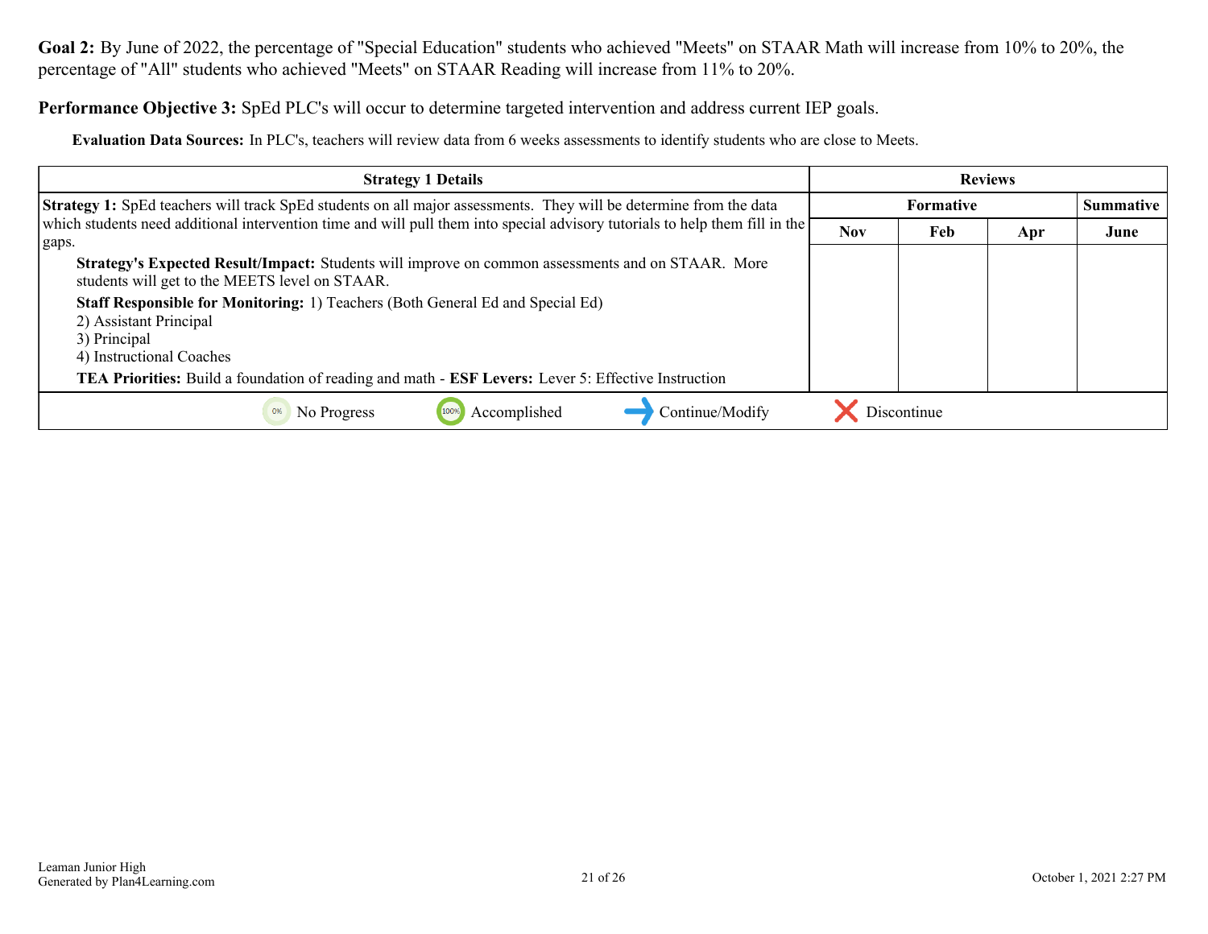**Goal 2:** By June of 2022, the percentage of "Special Education" students who achieved "Meets" on STAAR Math will increase from 10% to 20%, the percentage of "All" students who achieved "Meets" on STAAR Reading will increase from 11% to 20%.

**Performance Objective 3:** SpEd PLC's will occur to determine targeted intervention and address current IEP goals.

**Evaluation Data Sources:** In PLC's, teachers will review data from 6 weeks assessments to identify students who are close to Meets.

| Strategy 1 Details | Reviews | | | |
|---|---|---|---|---|
| | Formative | | | Summative |
| | Nov | Feb | Apr | June |
| **Strategy 1:** SpEd teachers will track SpEd students on all major assessments. They will be determine from the data which students need additional intervention time and will pull them into special advisory tutorials to help them fill in the gaps.<br>**Strategy's Expected Result/Impact:** Students will improve on common assessments and on STAAR. More students will get to the MEETS level on STAAR.<br>**Staff Responsible for Monitoring:** 1) Teachers (Both General Ed and Special Ed)<br>2) Assistant Principal<br>3) Principal<br>4) Instructional Coaches<br>**TEA Priorities:** Build a foundation of reading and math - **ESF Levers:** Lever 5: Effective Instruction | | | | |

0% No Progress | 100% Accomplished | Continue/Modify | Discontinue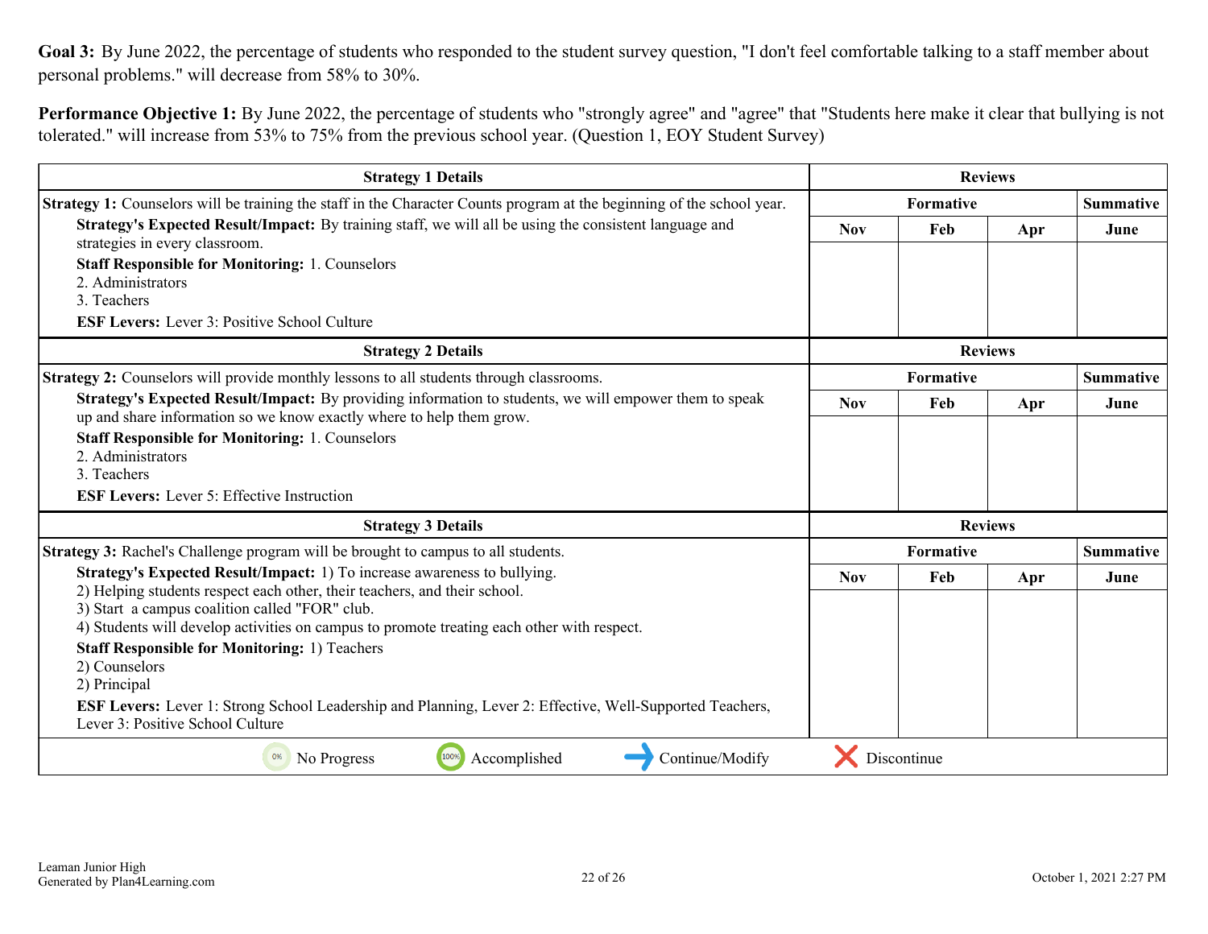**Goal 3:** By June 2022, the percentage of students who responded to the student survey question, "I don't feel comfortable talking to a staff member about personal problems." will decrease from 58% to 30%.

**Performance Objective 1:** By June 2022, the percentage of students who "strongly agree" and "agree" that "Students here make it clear that bullying is not tolerated." will increase from 53% to 75% from the previous school year. (Question 1, EOY Student Survey)

| Strategy 1 Details | Reviews | | | |
|---|---|---|---|---|
| | Formative | | | Summative |
| | Nov | Feb | Apr | June |
| **Strategy 1:** Counselors will be training the staff in the Character Counts program at the beginning of the school year.<br>**Strategy's Expected Result/Impact:** By training staff, we will all be using the consistent language and strategies in every classroom.<br>**Staff Responsible for Monitoring:** 1. Counselors<br>2. Administrators<br>3. Teachers<br>**ESF Levers:** Lever 3: Positive School Culture | | | | |

| Strategy 2 Details | Reviews | | | |
|---|---|---|---|---|
| | Formative | | | Summative |
| | Nov | Feb | Apr | June |
| **Strategy 2:** Counselors will provide monthly lessons to all students through classrooms.<br>**Strategy's Expected Result/Impact:** By providing information to students, we will empower them to speak up and share information so we know exactly where to help them grow.<br>**Staff Responsible for Monitoring:** 1. Counselors<br>2. Administrators<br>3. Teachers<br>**ESF Levers:** Lever 5: Effective Instruction | | | | |

| Strategy 3 Details | Reviews | | | |
|---|---|---|---|---|
| | Formative | | | Summative |
| | Nov | Feb | Apr | June |
| **Strategy 3:** Rachel's Challenge program will be brought to campus to all students.<br>**Strategy's Expected Result/Impact:** 1) To increase awareness to bullying.<br>2) Helping students respect each other, their teachers, and their school.<br>3) Start a campus coalition called "FOR" club.<br>4) Students will develop activities on campus to promote treating each other with respect.<br>**Staff Responsible for Monitoring:** 1) Teachers<br>2) Counselors<br>2) Principal<br>**ESF Levers:** Lever 1: Strong School Leadership and Planning, Lever 2: Effective, Well-Supported Teachers, Lever 3: Positive School Culture | | | | |

0% No Progress | 100% Accomplished | Continue/Modify | Discontinue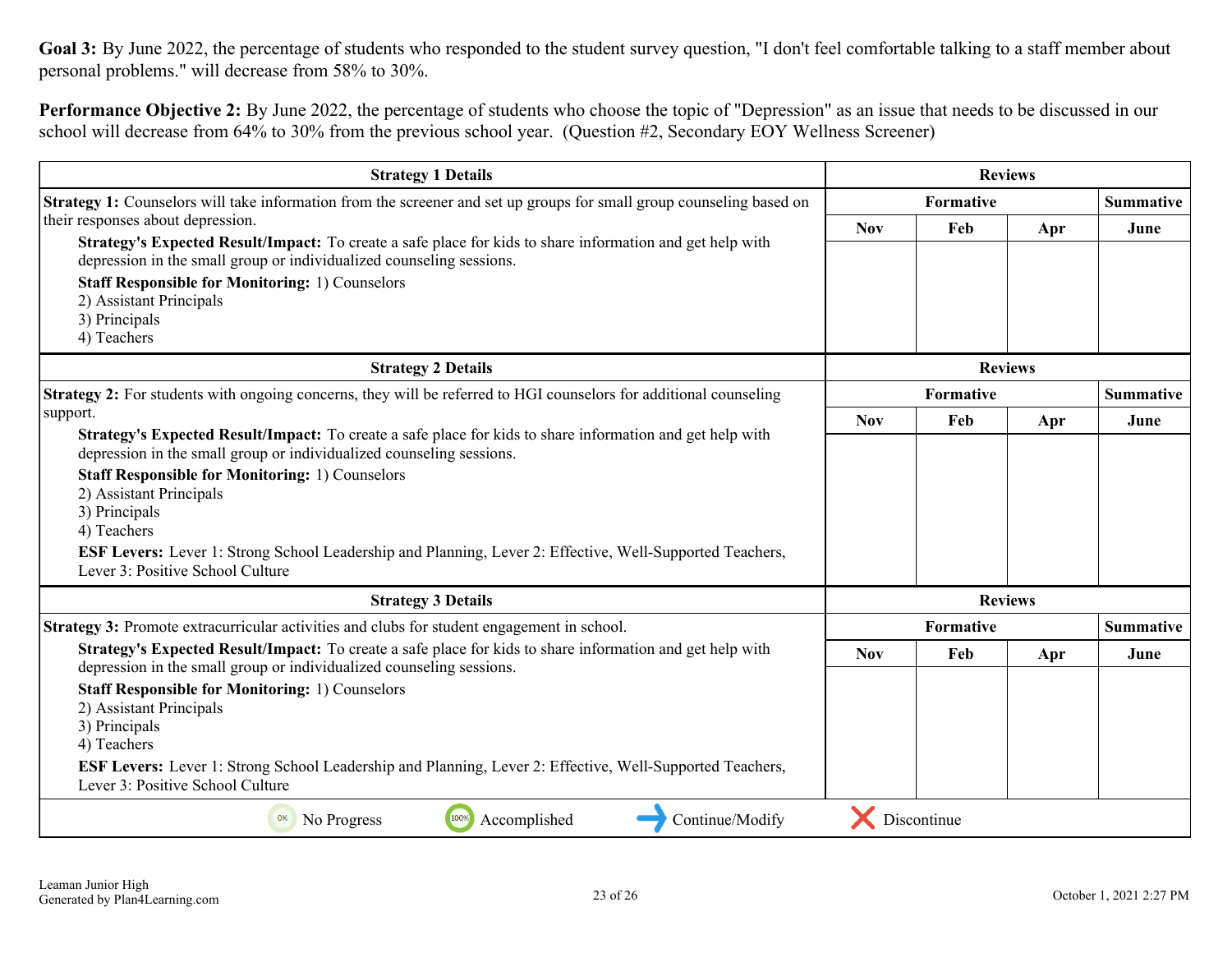**Goal 3:** By June 2022, the percentage of students who responded to the student survey question, "I don't feel comfortable talking to a staff member about personal problems." will decrease from 58% to 30%.

**Performance Objective 2:** By June 2022, the percentage of students who choose the topic of "Depression" as an issue that needs to be discussed in our school will decrease from 64% to 30% from the previous school year. (Question #2, Secondary EOY Wellness Screener)

| Strategy 1 Details | Reviews | | | |
|---|---|---|---|---|
| | Formative | | | Summative |
| | Nov | Feb | Apr | June |
| **Strategy 1:** Counselors will take information from the screener and set up groups for small group counseling based on their responses about depression.<br>**Strategy's Expected Result/Impact:** To create a safe place for kids to share information and get help with depression in the small group or individualized counseling sessions.<br>**Staff Responsible for Monitoring:** 1) Counselors<br>2) Assistant Principals<br>3) Principals<br>4) Teachers | | | | |

| Strategy 2 Details | Reviews | | | |
|---|---|---|---|---|
| | Formative | | | Summative |
| | Nov | Feb | Apr | June |
| **Strategy 2:** For students with ongoing concerns, they will be referred to HGI counselors for additional counseling support.<br>**Strategy's Expected Result/Impact:** To create a safe place for kids to share information and get help with depression in the small group or individualized counseling sessions.<br>**Staff Responsible for Monitoring:** 1) Counselors<br>2) Assistant Principals<br>3) Principals<br>4) Teachers<br>**ESF Levers:** Lever 1: Strong School Leadership and Planning, Lever 2: Effective, Well-Supported Teachers, Lever 3: Positive School Culture | | | | |

| Strategy 3 Details | Reviews | | | |
|---|---|---|---|---|
| | Formative | | | Summative |
| | Nov | Feb | Apr | June |
| **Strategy 3:** Promote extracurricular activities and clubs for student engagement in school.<br>**Strategy's Expected Result/Impact:** To create a safe place for kids to share information and get help with depression in the small group or individualized counseling sessions.<br>**Staff Responsible for Monitoring:** 1) Counselors<br>2) Assistant Principals<br>3) Principals<br>4) Teachers<br>**ESF Levers:** Lever 1: Strong School Leadership and Planning, Lever 2: Effective, Well-Supported Teachers, Lever 3: Positive School Culture | | | | |

0% No Progress | 100% Accomplished | Continue/Modify | Discontinue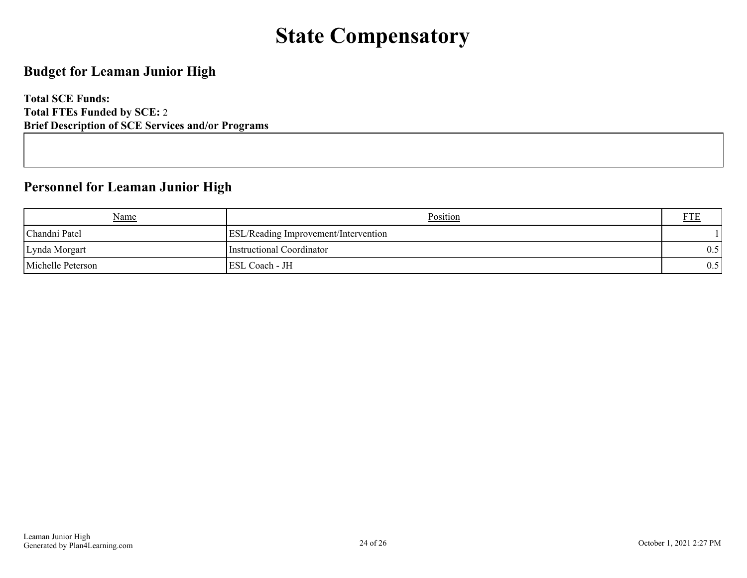# State Compensatory

## Budget for Leaman Junior High

**Total SCE Funds:**
**Total FTEs Funded by SCE:** 2
**Brief Description of SCE Services and/or Programs**

## Personnel for Leaman Junior High

| Name | Position | FTE |
|---|---|---|
| Chandni Patel | ESL/Reading Improvement/Intervention | 1 |
| Lynda Morgart | Instructional Coordinator | 0.5 |
| Michelle Peterson | ESL Coach - JH | 0.5 |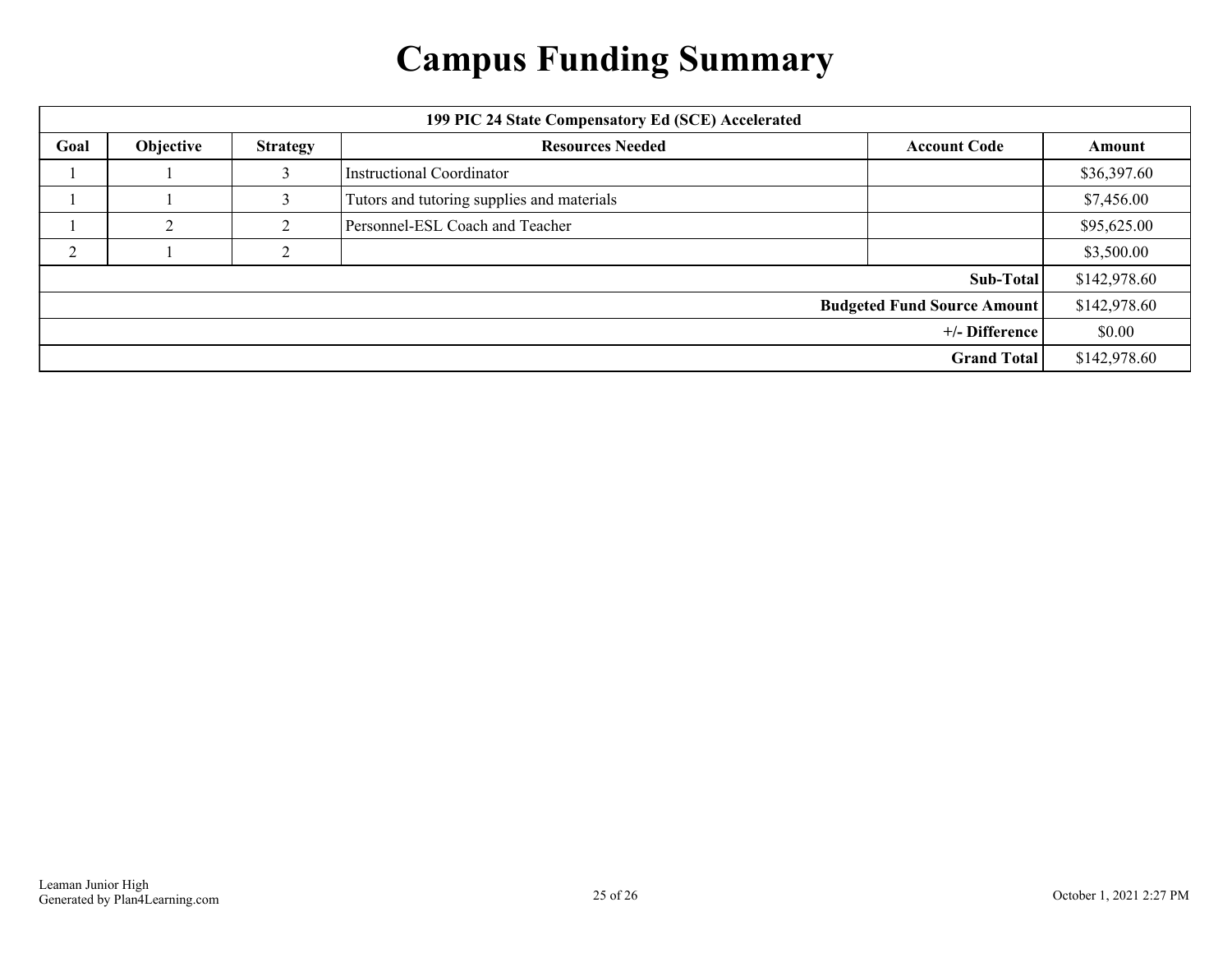# Campus Funding Summary

| 199 PIC 24 State Compensatory Ed (SCE) Accelerated | | | | | |
|---|---|---|---|---|---|
| **Goal** | **Objective** | **Strategy** | **Resources Needed** | **Account Code** | **Amount** |
| 1 | 1 | 3 | Instructional Coordinator | | $36,397.60 |
| 1 | 1 | 3 | Tutors and tutoring supplies and materials | | $7,456.00 |
| 1 | 2 | 2 | Personnel-ESL Coach and Teacher | | $95,625.00 |
| 2 | 1 | 2 | | | $3,500.00 |
| | | | | **Sub-Total** | $142,978.60 |
| | | | | **Budgeted Fund Source Amount** | $142,978.60 |
| | | | | **+/- Difference** | $0.00 |
| | | | | **Grand Total** | $142,978.60 |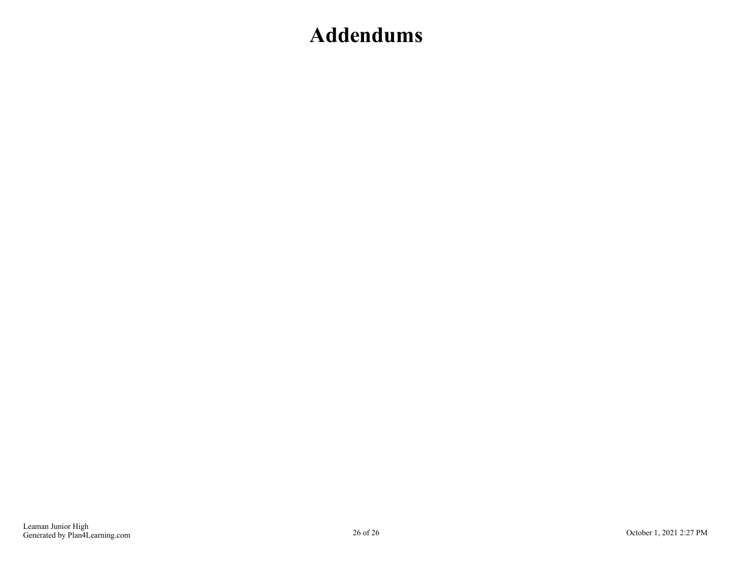# Addendums